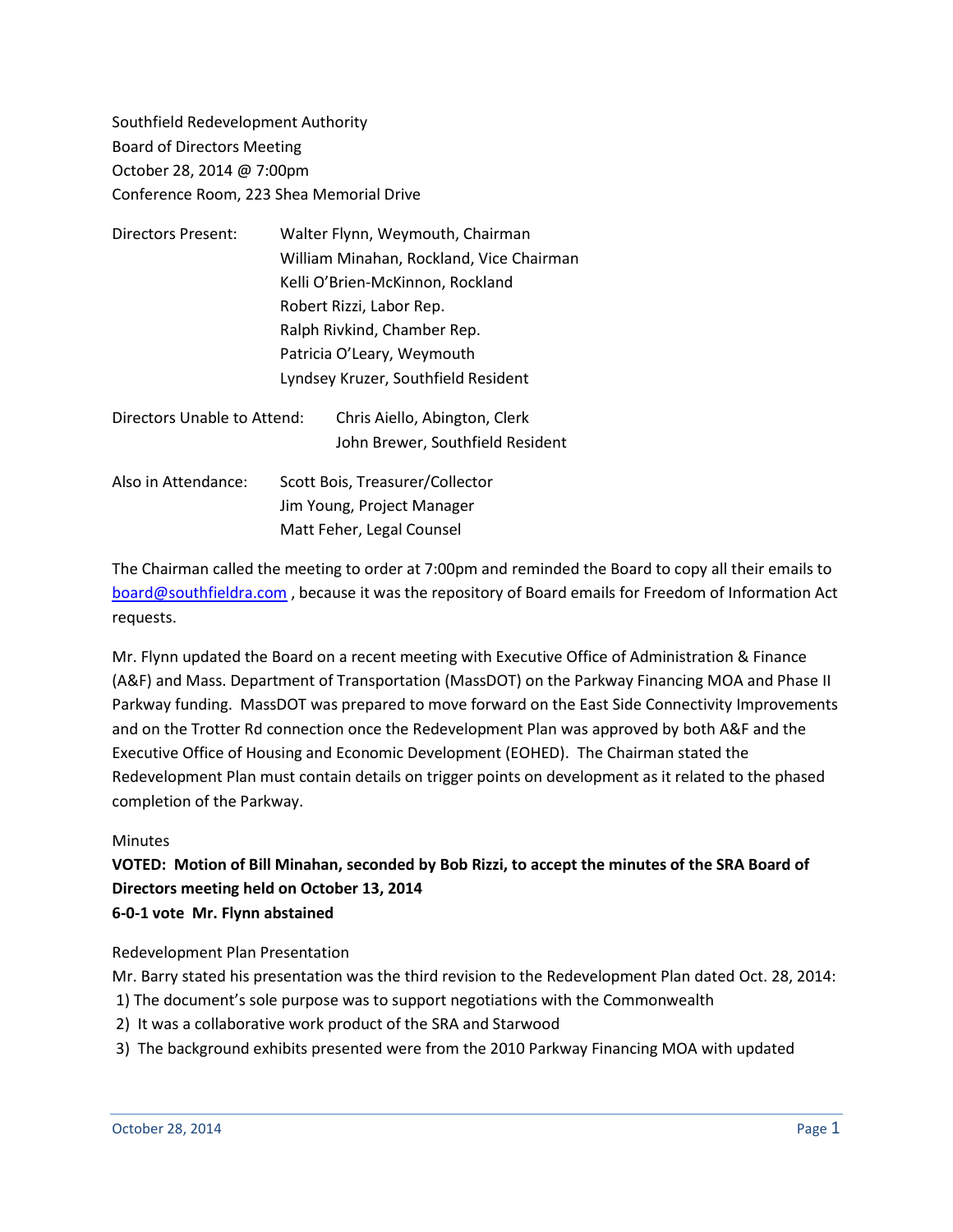Southfield Redevelopment Authority
Board of Directors Meeting
October 28, 2014 @ 7:00pm
Conference Room, 223 Shea Memorial Drive

| | |
|---|---|
| Directors Present: | Walter Flynn, Weymouth, Chairman |
| | William Minahan, Rockland, Vice Chairman |
| | Kelli O'Brien-McKinnon, Rockland |
| | Robert Rizzi, Labor Rep. |
| | Ralph Rivkind, Chamber Rep. |
| | Patricia O'Leary, Weymouth |
| | Lyndsey Kruzer, Southfield Resident |
| Directors Unable to Attend: | Chris Aiello, Abington, Clerk |
| | John Brewer, Southfield Resident |
| Also in Attendance: | Scott Bois, Treasurer/Collector |
| | Jim Young, Project Manager |
| | Matt Feher, Legal Counsel |

The Chairman called the meeting to order at 7:00pm and reminded the Board to copy all their emails to board@southfieldra.com , because it was the repository of Board emails for Freedom of Information Act requests.

Mr. Flynn updated the Board on a recent meeting with Executive Office of Administration & Finance (A&F) and Mass. Department of Transportation (MassDOT) on the Parkway Financing MOA and Phase II Parkway funding. MassDOT was prepared to move forward on the East Side Connectivity Improvements and on the Trotter Rd connection once the Redevelopment Plan was approved by both A&F and the Executive Office of Housing and Economic Development (EOHED). The Chairman stated the Redevelopment Plan must contain details on trigger points on development as it related to the phased completion of the Parkway.

Minutes

**VOTED: Motion of Bill Minahan, seconded by Bob Rizzi, to accept the minutes of the SRA Board of Directors meeting held on October 13, 2014**
**6-0-1 vote Mr. Flynn abstained**

Redevelopment Plan Presentation

Mr. Barry stated his presentation was the third revision to the Redevelopment Plan dated Oct. 28, 2014:

1) The document's sole purpose was to support negotiations with the Commonwealth
2) It was a collaborative work product of the SRA and Starwood
3) The background exhibits presented were from the 2010 Parkway Financing MOA with updated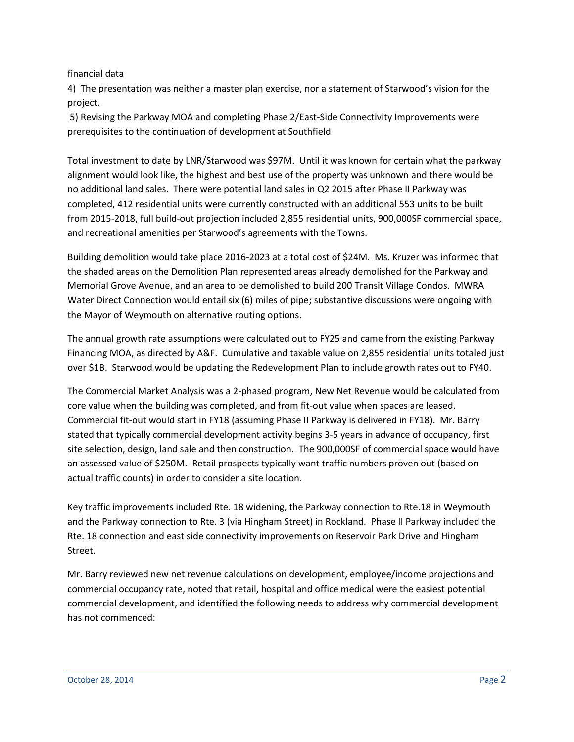financial data

4) The presentation was neither a master plan exercise, nor a statement of Starwood's vision for the project.

5) Revising the Parkway MOA and completing Phase 2/East-Side Connectivity Improvements were prerequisites to the continuation of development at Southfield

Total investment to date by LNR/Starwood was $97M. Until it was known for certain what the parkway alignment would look like, the highest and best use of the property was unknown and there would be no additional land sales. There were potential land sales in Q2 2015 after Phase II Parkway was completed, 412 residential units were currently constructed with an additional 553 units to be built from 2015-2018, full build-out projection included 2,855 residential units, 900,000SF commercial space, and recreational amenities per Starwood's agreements with the Towns.

Building demolition would take place 2016-2023 at a total cost of $24M. Ms. Kruzer was informed that the shaded areas on the Demolition Plan represented areas already demolished for the Parkway and Memorial Grove Avenue, and an area to be demolished to build 200 Transit Village Condos. MWRA Water Direct Connection would entail six (6) miles of pipe; substantive discussions were ongoing with the Mayor of Weymouth on alternative routing options.

The annual growth rate assumptions were calculated out to FY25 and came from the existing Parkway Financing MOA, as directed by A&F. Cumulative and taxable value on 2,855 residential units totaled just over $1B. Starwood would be updating the Redevelopment Plan to include growth rates out to FY40.

The Commercial Market Analysis was a 2-phased program, New Net Revenue would be calculated from core value when the building was completed, and from fit-out value when spaces are leased. Commercial fit-out would start in FY18 (assuming Phase II Parkway is delivered in FY18). Mr. Barry stated that typically commercial development activity begins 3-5 years in advance of occupancy, first site selection, design, land sale and then construction. The 900,000SF of commercial space would have an assessed value of $250M. Retail prospects typically want traffic numbers proven out (based on actual traffic counts) in order to consider a site location.

Key traffic improvements included Rte. 18 widening, the Parkway connection to Rte.18 in Weymouth and the Parkway connection to Rte. 3 (via Hingham Street) in Rockland. Phase II Parkway included the Rte. 18 connection and east side connectivity improvements on Reservoir Park Drive and Hingham Street.

Mr. Barry reviewed new net revenue calculations on development, employee/income projections and commercial occupancy rate, noted that retail, hospital and office medical were the easiest potential commercial development, and identified the following needs to address why commercial development has not commenced: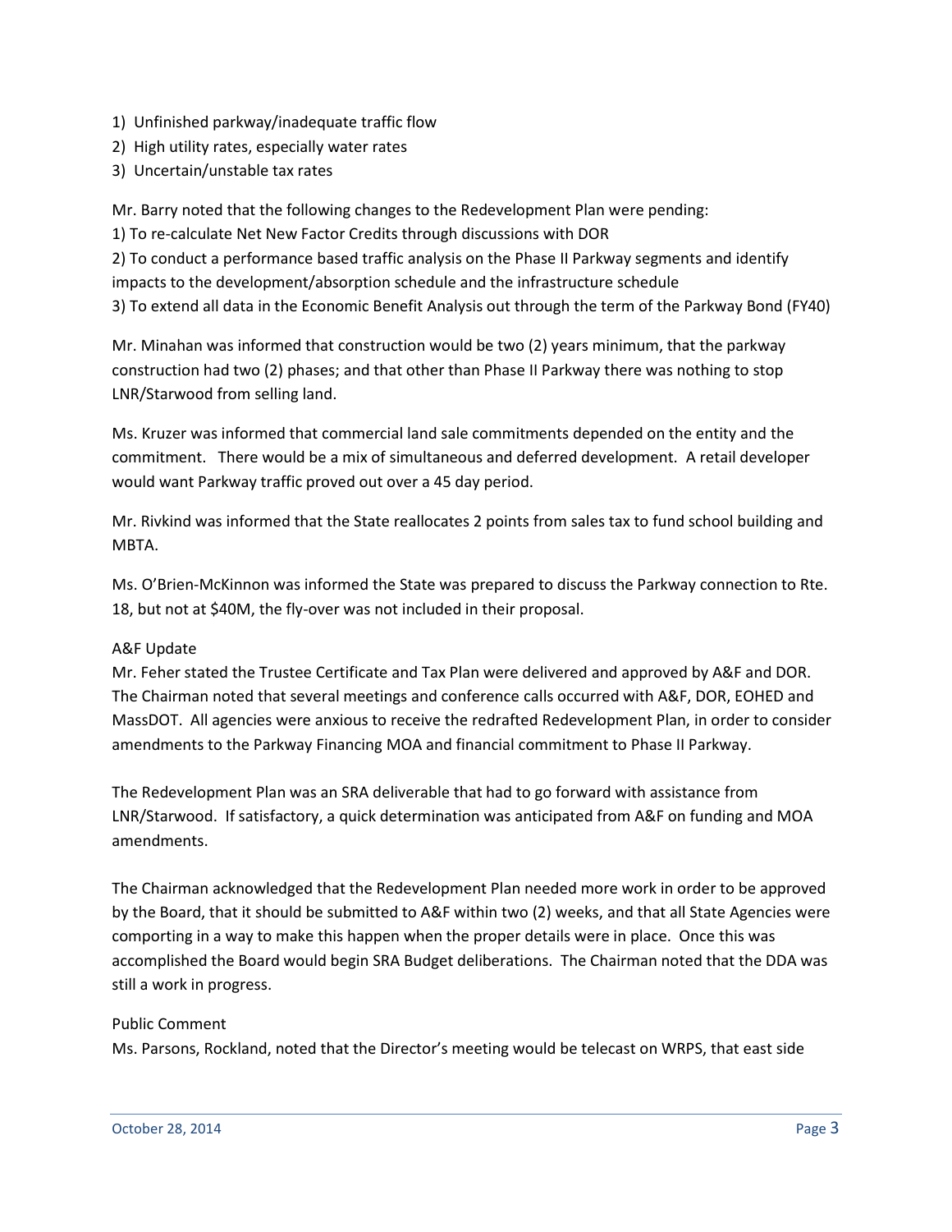1) Unfinished parkway/inadequate traffic flow
2) High utility rates, especially water rates
3) Uncertain/unstable tax rates

Mr. Barry noted that the following changes to the Redevelopment Plan were pending:
1) To re-calculate Net New Factor Credits through discussions with DOR
2) To conduct a performance based traffic analysis on the Phase II Parkway segments and identify impacts to the development/absorption schedule and the infrastructure schedule
3) To extend all data in the Economic Benefit Analysis out through the term of the Parkway Bond (FY40)

Mr. Minahan was informed that construction would be two (2) years minimum, that the parkway construction had two (2) phases; and that other than Phase II Parkway there was nothing to stop LNR/Starwood from selling land.

Ms. Kruzer was informed that commercial land sale commitments depended on the entity and the commitment. There would be a mix of simultaneous and deferred development. A retail developer would want Parkway traffic proved out over a 45 day period.

Mr. Rivkind was informed that the State reallocates 2 points from sales tax to fund school building and MBTA.

Ms. O'Brien-McKinnon was informed the State was prepared to discuss the Parkway connection to Rte. 18, but not at $40M, the fly-over was not included in their proposal.

A&F Update

Mr. Feher stated the Trustee Certificate and Tax Plan were delivered and approved by A&F and DOR. The Chairman noted that several meetings and conference calls occurred with A&F, DOR, EOHED and MassDOT. All agencies were anxious to receive the redrafted Redevelopment Plan, in order to consider amendments to the Parkway Financing MOA and financial commitment to Phase II Parkway.

The Redevelopment Plan was an SRA deliverable that had to go forward with assistance from LNR/Starwood. If satisfactory, a quick determination was anticipated from A&F on funding and MOA amendments.

The Chairman acknowledged that the Redevelopment Plan needed more work in order to be approved by the Board, that it should be submitted to A&F within two (2) weeks, and that all State Agencies were comporting in a way to make this happen when the proper details were in place. Once this was accomplished the Board would begin SRA Budget deliberations. The Chairman noted that the DDA was still a work in progress.

Public Comment

Ms. Parsons, Rockland, noted that the Director's meeting would be telecast on WRPS, that east side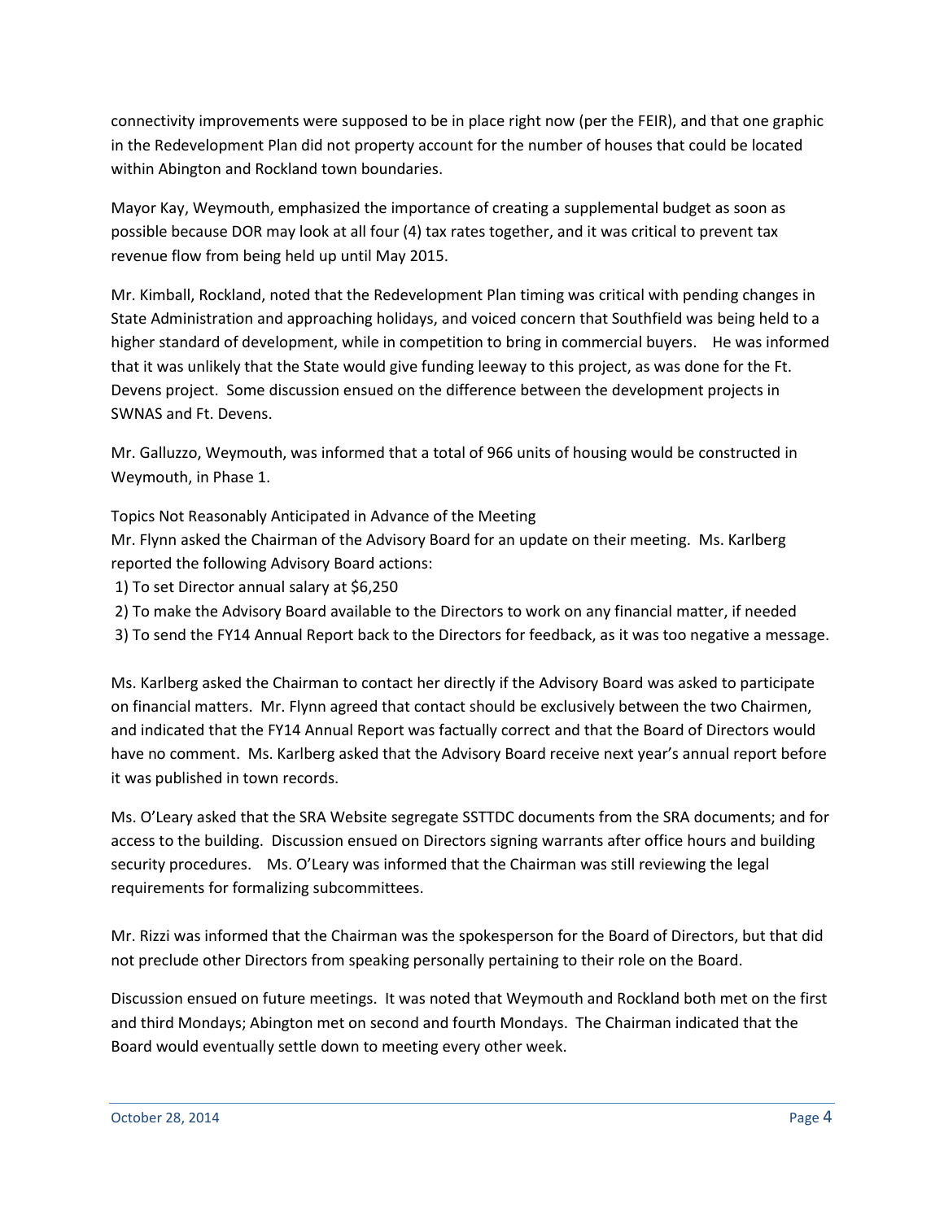connectivity improvements were supposed to be in place right now (per the FEIR), and that one graphic in the Redevelopment Plan did not property account for the number of houses that could be located within Abington and Rockland town boundaries.

Mayor Kay, Weymouth, emphasized the importance of creating a supplemental budget as soon as possible because DOR may look at all four (4) tax rates together, and it was critical to prevent tax revenue flow from being held up until May 2015.

Mr. Kimball, Rockland, noted that the Redevelopment Plan timing was critical with pending changes in State Administration and approaching holidays, and voiced concern that Southfield was being held to a higher standard of development, while in competition to bring in commercial buyers. He was informed that it was unlikely that the State would give funding leeway to this project, as was done for the Ft. Devens project. Some discussion ensued on the difference between the development projects in SWNAS and Ft. Devens.

Mr. Galluzzo, Weymouth, was informed that a total of 966 units of housing would be constructed in Weymouth, in Phase 1.

Topics Not Reasonably Anticipated in Advance of the Meeting

Mr. Flynn asked the Chairman of the Advisory Board for an update on their meeting. Ms. Karlberg reported the following Advisory Board actions:

1) To set Director annual salary at $6,250
2) To make the Advisory Board available to the Directors to work on any financial matter, if needed
3) To send the FY14 Annual Report back to the Directors for feedback, as it was too negative a message.

Ms. Karlberg asked the Chairman to contact her directly if the Advisory Board was asked to participate on financial matters. Mr. Flynn agreed that contact should be exclusively between the two Chairmen, and indicated that the FY14 Annual Report was factually correct and that the Board of Directors would have no comment. Ms. Karlberg asked that the Advisory Board receive next year's annual report before it was published in town records.

Ms. O'Leary asked that the SRA Website segregate SSTTDC documents from the SRA documents; and for access to the building. Discussion ensued on Directors signing warrants after office hours and building security procedures. Ms. O'Leary was informed that the Chairman was still reviewing the legal requirements for formalizing subcommittees.

Mr. Rizzi was informed that the Chairman was the spokesperson for the Board of Directors, but that did not preclude other Directors from speaking personally pertaining to their role on the Board.

Discussion ensued on future meetings. It was noted that Weymouth and Rockland both met on the first and third Mondays; Abington met on second and fourth Mondays. The Chairman indicated that the Board would eventually settle down to meeting every other week.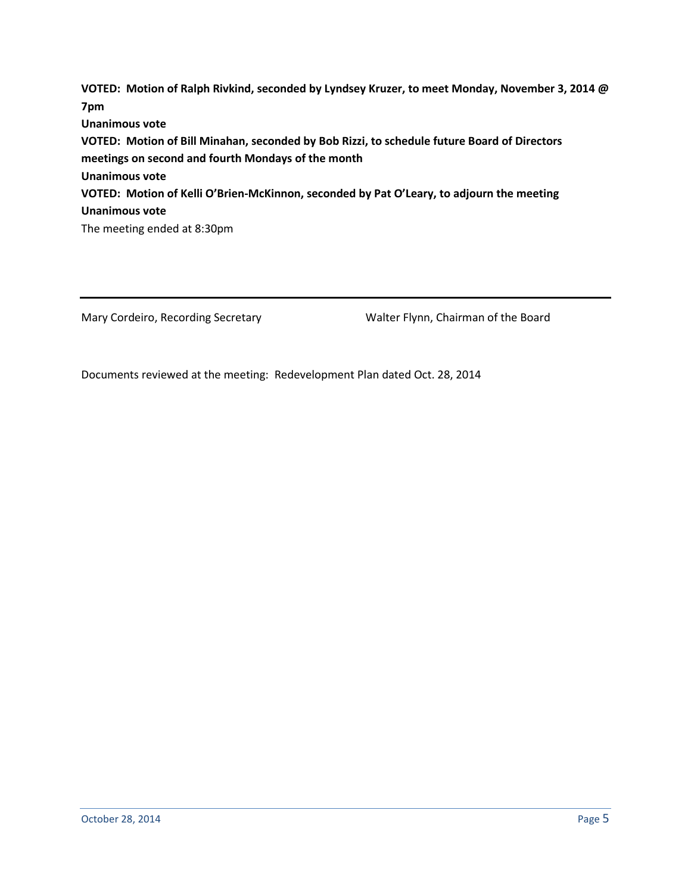**VOTED: Motion of Ralph Rivkind, seconded by Lyndsey Kruzer, to meet Monday, November 3, 2014 @ 7pm**

**Unanimous vote**

**VOTED: Motion of Bill Minahan, seconded by Bob Rizzi, to schedule future Board of Directors meetings on second and fourth Mondays of the month**

**Unanimous vote**

**VOTED: Motion of Kelli O'Brien-McKinnon, seconded by Pat O'Leary, to adjourn the meeting**

**Unanimous vote**

The meeting ended at 8:30pm

---

Mary Cordeiro, Recording Secretary

Walter Flynn, Chairman of the Board

Documents reviewed at the meeting: Redevelopment Plan dated Oct. 28, 2014